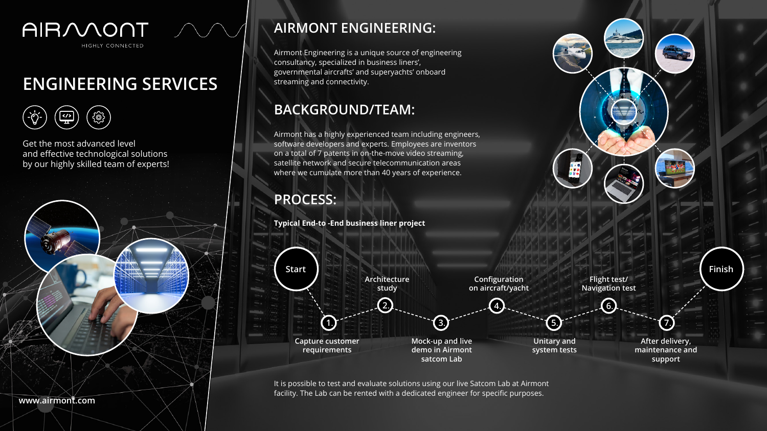AIRMONT

HIGHLY CONNECTED

# ENGINEERING SERVICES

Get the most advanced level and effective technological solutions by our highly skilled team of experts!

www.airmont.com

## AIRMONT ENGINEERING:

Airmont Engineering is a unique source of engineering consultancy, specialized in business liners', governmental aircrafts' and superyachts' onboard streaming and connectivity.

## BACKGROUND/TEAM:

Airmont has a highly experienced team including engineers, software developers and experts. Employees are inventors on a total of 7 patents in on-the-move video streaming, satellite network and secure telecommunication areas where we cumulate more than 40 years of experience.

## PROCESS:

**Typical End-to -End business liner project**

Start

1. Capture customer requirements
2. Architecture study
3. Mock-up and live demo in Airmont satcom Lab
4. Configuration on aircraft/yacht
5. Unitary and system tests
6. Flight test/ Navigation test
7. After delivery, maintenance and support

Finish

It is possible to test and evaluate solutions using our live Satcom Lab at Airmont facility. The Lab can be rented with a dedicated engineer for specific purposes.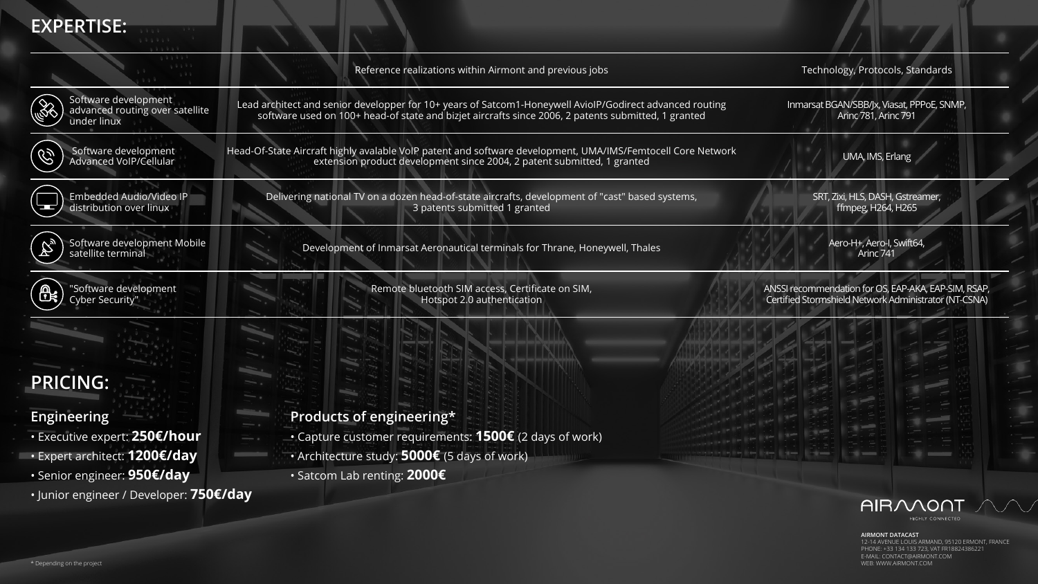# EXPERTISE:

| | Reference realizations within Airmont and previous jobs | Technology, Protocols, Standards |
|---|---|---|
| Software development advanced routing over satellite under linux | Lead architect and senior developper for 10+ years of Satcom1-Honeywell AvioIP/Godirect advanced routing software used on 100+ head-of state and bizjet aircrafts since 2006, 2 patents submitted, 1 granted | Inmarsat BGAN/SBB/Jx, Viasat, PPPoE, SNMP, Arinc 781, Arinc 791 |
| Software development Advanced VoIP/Cellular | Head-Of-State Aircraft highly avalable VoIP patent and software development, UMA/IMS/Femtocell Core Network extension product development since 2004, 2 patent submitted, 1 granted | UMA, IMS, Erlang |
| Embedded Audio/Video IP distribution over linux | Delivering national TV on a dozen head-of-state aircrafts, development of "cast" based systems, 3 patents submitted 1 granted | SRT, Zixi, HLS, DASH, Gstreamer, ffmpeg, H264, H265 |
| Software development Mobile satellite terminal | Development of Inmarsat Aeronautical terminals for Thrane, Honeywell, Thales | Aero-H+, Aero-I, Swift64, Arinc 741 |
| "Software development Cyber Security" | Remote bluetooth SIM access, Certificate on SIM, Hotspot 2.0 authentication | ANSSI recommendation for OS, EAP-AKA, EAP-SIM, RSAP, Certified Stormshield Network Administrator (NT-CSNA) |

# PRICING:

## Engineering

- Executive expert: **250€/hour**
- Expert architect: **1200€/day**
- Senior engineer: **950€/day**
- Junior engineer / Developer: **750€/day**

## Products of engineering*

- Capture customer requirements: **1500€** (2 days of work)
- Architecture study: **5000€** (5 days of work)
- Satcom Lab renting: **2000€**

* Depending on the project

AIRMONT
HIGHLY CONNECTED

**AIRMONT DATACAST**
12-14 AVENUE LOUIS ARMAND, 95120 ERMONT, FRANCE
PHONE: +33 134 133 723, VAT FR18824386221
E-MAIL: CONTACT@AIRMONT.COM
WEB: WWW.AIRMONT.COM